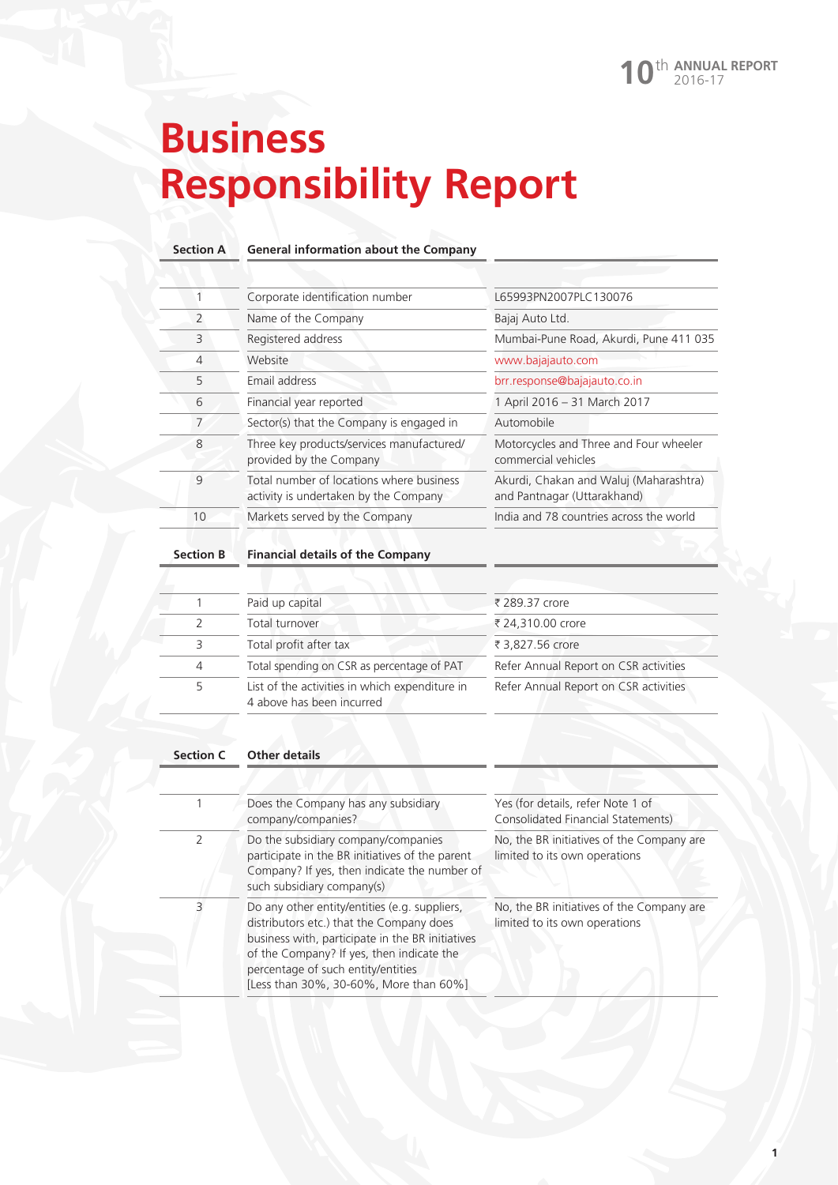# Business Responsibility Report

| Section A | General information about the Company | |
|---|---|---|
| 1 | Corporate identification number | L65993PN2007PLC130076 |
| 2 | Name of the Company | Bajaj Auto Ltd. |
| 3 | Registered address | Mumbai-Pune Road, Akurdi, Pune 411 035 |
| 4 | Website | www.bajajauto.com |
| 5 | Email address | brr.response@bajajauto.co.in |
| 6 | Financial year reported | 1 April 2016 – 31 March 2017 |
| 7 | Sector(s) that the Company is engaged in | Automobile |
| 8 | Three key products/services manufactured/ provided by the Company | Motorcycles and Three and Four wheeler commercial vehicles |
| 9 | Total number of locations where business activity is undertaken by the Company | Akurdi, Chakan and Waluj (Maharashtra) and Pantnagar (Uttarakhand) |
| 10 | Markets served by the Company | India and 78 countries across the world |

| Section B | Financial details of the Company | |
|---|---|---|
| 1 | Paid up capital | ₹ 289.37 crore |
| 2 | Total turnover | ₹ 24,310.00 crore |
| 3 | Total profit after tax | ₹ 3,827.56 crore |
| 4 | Total spending on CSR as percentage of PAT | Refer Annual Report on CSR activities |
| 5 | List of the activities in which expenditure in 4 above has been incurred | Refer Annual Report on CSR activities |

| Section C | Other details | |
|---|---|---|
| 1 | Does the Company has any subsidiary company/companies? | Yes (for details, refer Note 1 of Consolidated Financial Statements) |
| 2 | Do the subsidiary company/companies participate in the BR initiatives of the parent Company? If yes, then indicate the number of such subsidiary company(s) | No, the BR initiatives of the Company are limited to its own operations |
| 3 | Do any other entity/entities (e.g. suppliers, distributors etc.) that the Company does business with, participate in the BR initiatives of the Company? If yes, then indicate the percentage of such entity/entities [Less than 30%, 30-60%, More than 60%] | No, the BR initiatives of the Company are limited to its own operations |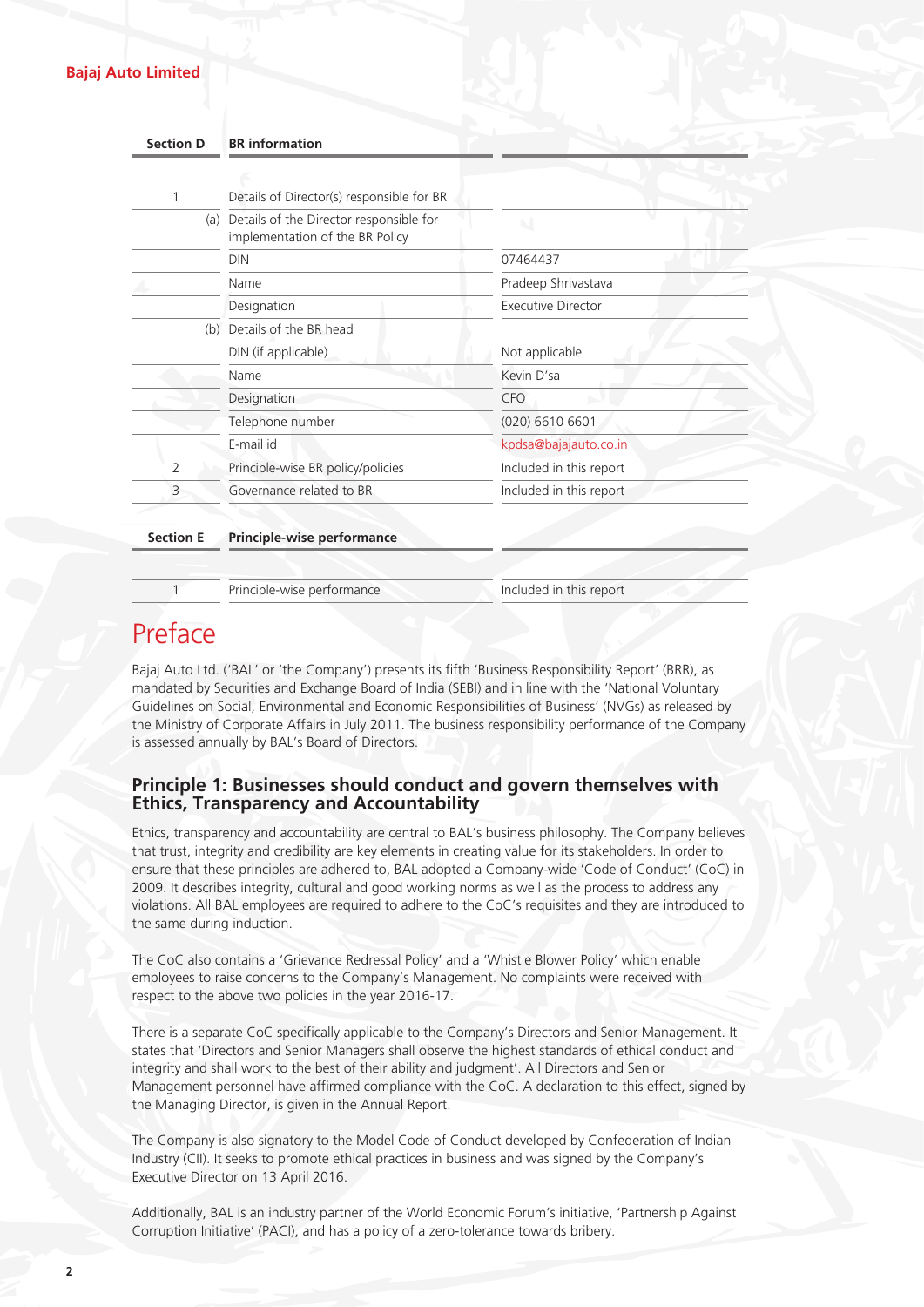| Section D | BR information | |
|---|---|---|
| 1 | Details of Director(s) responsible for BR | |
| (a) | Details of the Director responsible for implementation of the BR Policy | |
| | DIN | 07464437 |
| | Name | Pradeep Shrivastava |
| | Designation | Executive Director |
| (b) | Details of the BR head | |
| | DIN (if applicable) | Not applicable |
| | Name | Kevin D'sa |
| | Designation | CFO |
| | Telephone number | (020) 6610 6601 |
| | E-mail id | kpdsa@bajajauto.co.in |
| 2 | Principle-wise BR policy/policies | Included in this report |
| 3 | Governance related to BR | Included in this report |

| Section E | Principle-wise performance | |
|---|---|---|
| 1 | Principle-wise performance | Included in this report |

# Preface

Bajaj Auto Ltd. ('BAL' or 'the Company') presents its fifth 'Business Responsibility Report' (BRR), as mandated by Securities and Exchange Board of India (SEBI) and in line with the 'National Voluntary Guidelines on Social, Environmental and Economic Responsibilities of Business' (NVGs) as released by the Ministry of Corporate Affairs in July 2011. The business responsibility performance of the Company is assessed annually by BAL's Board of Directors.

## Principle 1: Businesses should conduct and govern themselves with Ethics, Transparency and Accountability

Ethics, transparency and accountability are central to BAL's business philosophy. The Company believes that trust, integrity and credibility are key elements in creating value for its stakeholders. In order to ensure that these principles are adhered to, BAL adopted a Company-wide 'Code of Conduct' (CoC) in 2009. It describes integrity, cultural and good working norms as well as the process to address any violations. All BAL employees are required to adhere to the CoC's requisites and they are introduced to the same during induction.

The CoC also contains a 'Grievance Redressal Policy' and a 'Whistle Blower Policy' which enable employees to raise concerns to the Company's Management. No complaints were received with respect to the above two policies in the year 2016-17.

There is a separate CoC specifically applicable to the Company's Directors and Senior Management. It states that 'Directors and Senior Managers shall observe the highest standards of ethical conduct and integrity and shall work to the best of their ability and judgment'. All Directors and Senior Management personnel have affirmed compliance with the CoC. A declaration to this effect, signed by the Managing Director, is given in the Annual Report.

The Company is also signatory to the Model Code of Conduct developed by Confederation of Indian Industry (CII). It seeks to promote ethical practices in business and was signed by the Company's Executive Director on 13 April 2016.

Additionally, BAL is an industry partner of the World Economic Forum's initiative, 'Partnership Against Corruption Initiative' (PACI), and has a policy of a zero-tolerance towards bribery.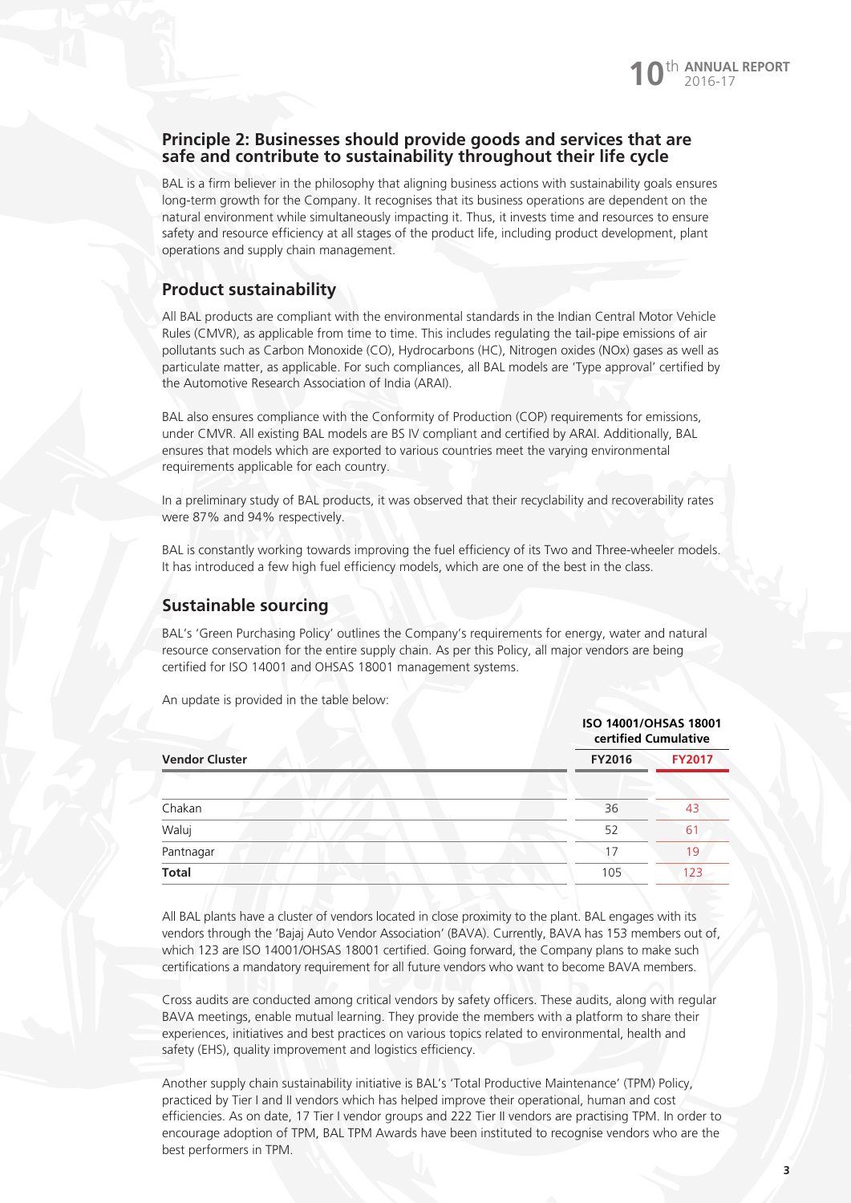## Principle 2: Businesses should provide goods and services that are safe and contribute to sustainability throughout their life cycle

BAL is a firm believer in the philosophy that aligning business actions with sustainability goals ensures long-term growth for the Company. It recognises that its business operations are dependent on the natural environment while simultaneously impacting it. Thus, it invests time and resources to ensure safety and resource efficiency at all stages of the product life, including product development, plant operations and supply chain management.

### Product sustainability

All BAL products are compliant with the environmental standards in the Indian Central Motor Vehicle Rules (CMVR), as applicable from time to time. This includes regulating the tail-pipe emissions of air pollutants such as Carbon Monoxide (CO), Hydrocarbons (HC), Nitrogen oxides (NOx) gases as well as particulate matter, as applicable. For such compliances, all BAL models are 'Type approval' certified by the Automotive Research Association of India (ARAI).

BAL also ensures compliance with the Conformity of Production (COP) requirements for emissions, under CMVR. All existing BAL models are BS IV compliant and certified by ARAI. Additionally, BAL ensures that models which are exported to various countries meet the varying environmental requirements applicable for each country.

In a preliminary study of BAL products, it was observed that their recyclability and recoverability rates were 87% and 94% respectively.

BAL is constantly working towards improving the fuel efficiency of its Two and Three-wheeler models. It has introduced a few high fuel efficiency models, which are one of the best in the class.

### Sustainable sourcing

BAL's 'Green Purchasing Policy' outlines the Company's requirements for energy, water and natural resource conservation for the entire supply chain. As per this Policy, all major vendors are being certified for ISO 14001 and OHSAS 18001 management systems.

An update is provided in the table below:

| | ISO 14001/OHSAS 18001 certified Cumulative | |
|---|---|---|
| **Vendor Cluster** | **FY2016** | **FY2017** |
| Chakan | 36 | 43 |
| Waluj | 52 | 61 |
| Pantnagar | 17 | 19 |
| **Total** | 105 | 123 |

All BAL plants have a cluster of vendors located in close proximity to the plant. BAL engages with its vendors through the 'Bajaj Auto Vendor Association' (BAVA). Currently, BAVA has 153 members out of, which 123 are ISO 14001/OHSAS 18001 certified. Going forward, the Company plans to make such certifications a mandatory requirement for all future vendors who want to become BAVA members.

Cross audits are conducted among critical vendors by safety officers. These audits, along with regular BAVA meetings, enable mutual learning. They provide the members with a platform to share their experiences, initiatives and best practices on various topics related to environmental, health and safety (EHS), quality improvement and logistics efficiency.

Another supply chain sustainability initiative is BAL's 'Total Productive Maintenance' (TPM) Policy, practiced by Tier I and II vendors which has helped improve their operational, human and cost efficiencies. As on date, 17 Tier I vendor groups and 222 Tier II vendors are practising TPM. In order to encourage adoption of TPM, BAL TPM Awards have been instituted to recognise vendors who are the best performers in TPM.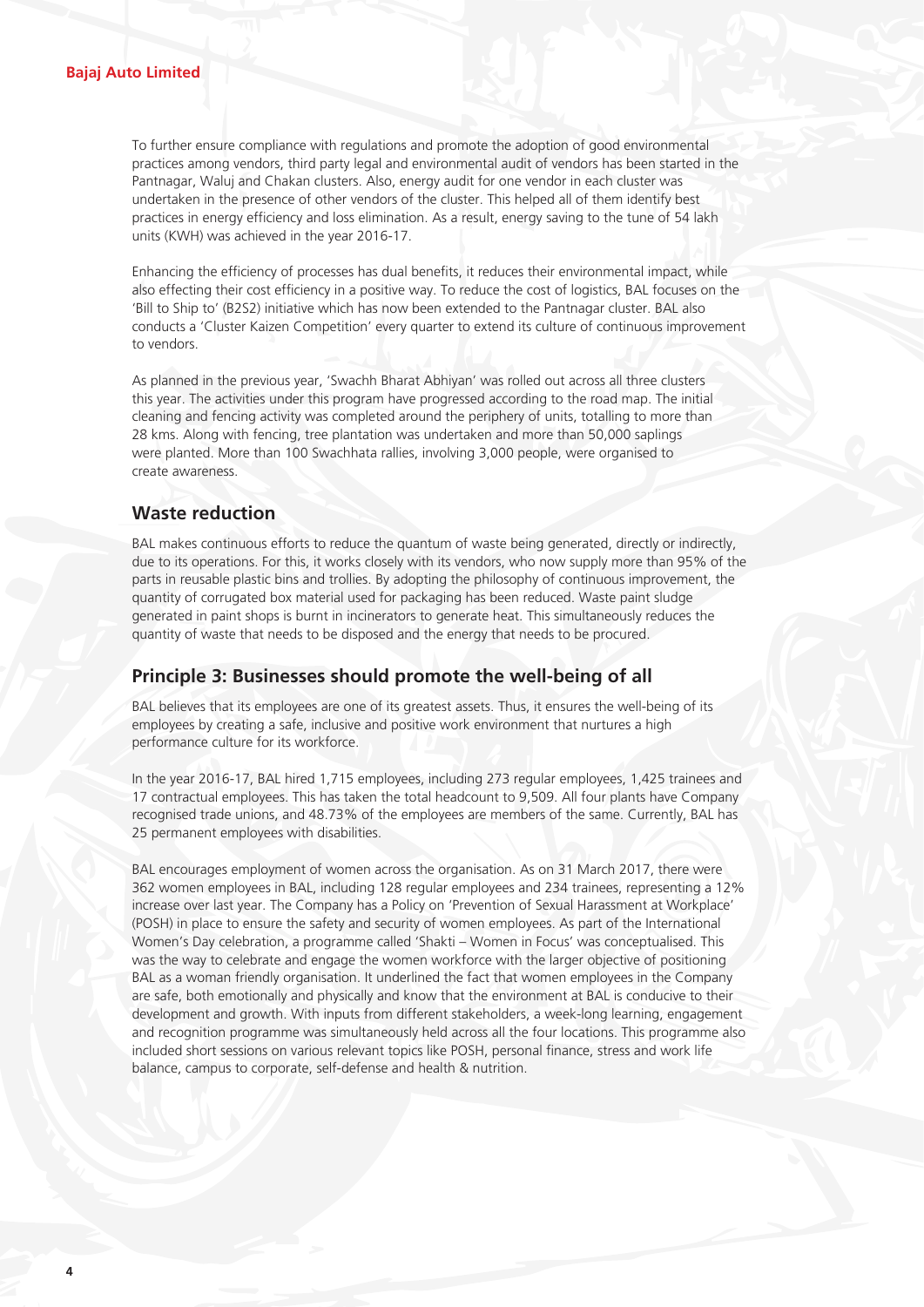To further ensure compliance with regulations and promote the adoption of good environmental practices among vendors, third party legal and environmental audit of vendors has been started in the Pantnagar, Waluj and Chakan clusters. Also, energy audit for one vendor in each cluster was undertaken in the presence of other vendors of the cluster. This helped all of them identify best practices in energy efficiency and loss elimination. As a result, energy saving to the tune of 54 lakh units (KWH) was achieved in the year 2016-17.

Enhancing the efficiency of processes has dual benefits, it reduces their environmental impact, while also effecting their cost efficiency in a positive way. To reduce the cost of logistics, BAL focuses on the 'Bill to Ship to' (B2S2) initiative which has now been extended to the Pantnagar cluster. BAL also conducts a 'Cluster Kaizen Competition' every quarter to extend its culture of continuous improvement to vendors.

As planned in the previous year, 'Swachh Bharat Abhiyan' was rolled out across all three clusters this year. The activities under this program have progressed according to the road map. The initial cleaning and fencing activity was completed around the periphery of units, totalling to more than 28 kms. Along with fencing, tree plantation was undertaken and more than 50,000 saplings were planted. More than 100 Swachhata rallies, involving 3,000 people, were organised to create awareness.

## Waste reduction

BAL makes continuous efforts to reduce the quantum of waste being generated, directly or indirectly, due to its operations. For this, it works closely with its vendors, who now supply more than 95% of the parts in reusable plastic bins and trollies. By adopting the philosophy of continuous improvement, the quantity of corrugated box material used for packaging has been reduced. Waste paint sludge generated in paint shops is burnt in incinerators to generate heat. This simultaneously reduces the quantity of waste that needs to be disposed and the energy that needs to be procured.

## Principle 3: Businesses should promote the well-being of all

BAL believes that its employees are one of its greatest assets. Thus, it ensures the well-being of its employees by creating a safe, inclusive and positive work environment that nurtures a high performance culture for its workforce.

In the year 2016-17, BAL hired 1,715 employees, including 273 regular employees, 1,425 trainees and 17 contractual employees. This has taken the total headcount to 9,509. All four plants have Company recognised trade unions, and 48.73% of the employees are members of the same. Currently, BAL has 25 permanent employees with disabilities.

BAL encourages employment of women across the organisation. As on 31 March 2017, there were 362 women employees in BAL, including 128 regular employees and 234 trainees, representing a 12% increase over last year. The Company has a Policy on 'Prevention of Sexual Harassment at Workplace' (POSH) in place to ensure the safety and security of women employees. As part of the International Women's Day celebration, a programme called 'Shakti – Women in Focus' was conceptualised. This was the way to celebrate and engage the women workforce with the larger objective of positioning BAL as a woman friendly organisation. It underlined the fact that women employees in the Company are safe, both emotionally and physically and know that the environment at BAL is conducive to their development and growth. With inputs from different stakeholders, a week-long learning, engagement and recognition programme was simultaneously held across all the four locations. This programme also included short sessions on various relevant topics like POSH, personal finance, stress and work life balance, campus to corporate, self-defense and health & nutrition.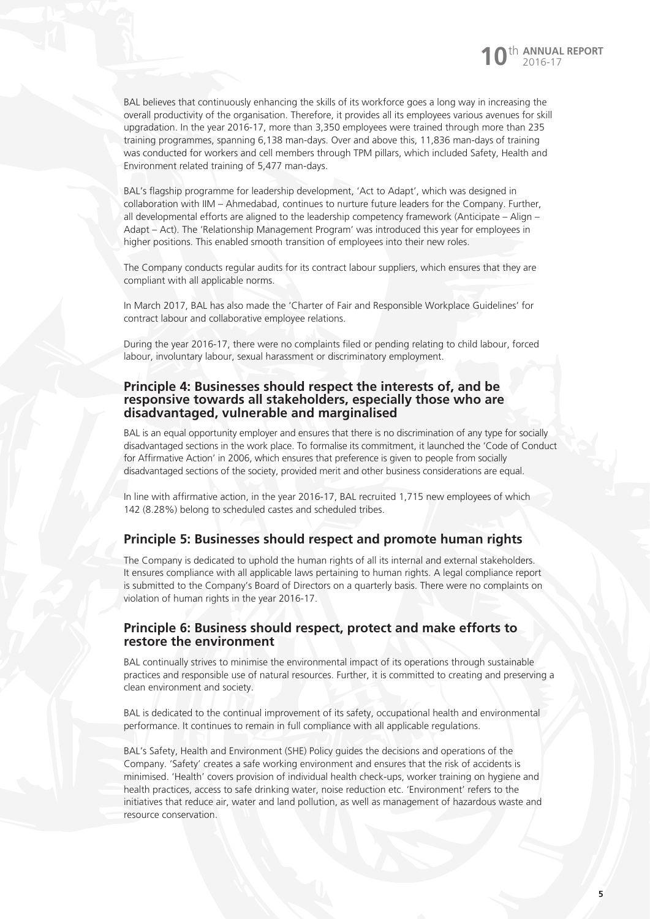BAL believes that continuously enhancing the skills of its workforce goes a long way in increasing the overall productivity of the organisation. Therefore, it provides all its employees various avenues for skill upgradation. In the year 2016-17, more than 3,350 employees were trained through more than 235 training programmes, spanning 6,138 man-days. Over and above this, 11,836 man-days of training was conducted for workers and cell members through TPM pillars, which included Safety, Health and Environment related training of 5,477 man-days.

BAL's flagship programme for leadership development, 'Act to Adapt', which was designed in collaboration with IIM – Ahmedabad, continues to nurture future leaders for the Company. Further, all developmental efforts are aligned to the leadership competency framework (Anticipate – Align – Adapt – Act). The 'Relationship Management Program' was introduced this year for employees in higher positions. This enabled smooth transition of employees into their new roles.

The Company conducts regular audits for its contract labour suppliers, which ensures that they are compliant with all applicable norms.

In March 2017, BAL has also made the 'Charter of Fair and Responsible Workplace Guidelines' for contract labour and collaborative employee relations.

During the year 2016-17, there were no complaints filed or pending relating to child labour, forced labour, involuntary labour, sexual harassment or discriminatory employment.

## Principle 4: Businesses should respect the interests of, and be responsive towards all stakeholders, especially those who are disadvantaged, vulnerable and marginalised

BAL is an equal opportunity employer and ensures that there is no discrimination of any type for socially disadvantaged sections in the work place. To formalise its commitment, it launched the 'Code of Conduct for Affirmative Action' in 2006, which ensures that preference is given to people from socially disadvantaged sections of the society, provided merit and other business considerations are equal.

In line with affirmative action, in the year 2016-17, BAL recruited 1,715 new employees of which 142 (8.28%) belong to scheduled castes and scheduled tribes.

## Principle 5: Businesses should respect and promote human rights

The Company is dedicated to uphold the human rights of all its internal and external stakeholders. It ensures compliance with all applicable laws pertaining to human rights. A legal compliance report is submitted to the Company's Board of Directors on a quarterly basis. There were no complaints on violation of human rights in the year 2016-17.

## Principle 6: Business should respect, protect and make efforts to restore the environment

BAL continually strives to minimise the environmental impact of its operations through sustainable practices and responsible use of natural resources. Further, it is committed to creating and preserving a clean environment and society.

BAL is dedicated to the continual improvement of its safety, occupational health and environmental performance. It continues to remain in full compliance with all applicable regulations.

BAL's Safety, Health and Environment (SHE) Policy guides the decisions and operations of the Company. 'Safety' creates a safe working environment and ensures that the risk of accidents is minimised. 'Health' covers provision of individual health check-ups, worker training on hygiene and health practices, access to safe drinking water, noise reduction etc. 'Environment' refers to the initiatives that reduce air, water and land pollution, as well as management of hazardous waste and resource conservation.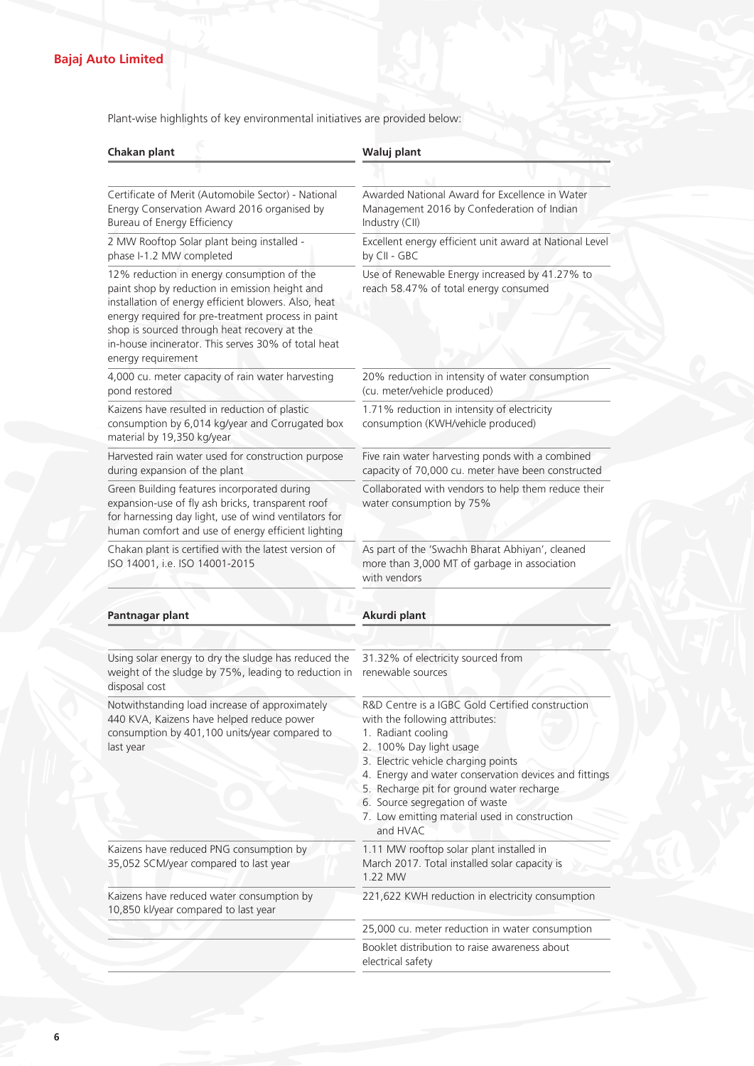Plant-wise highlights of key environmental initiatives are provided below:

| Chakan plant | Waluj plant |
|---|---|
| Certificate of Merit (Automobile Sector) - National Energy Conservation Award 2016 organised by Bureau of Energy Efficiency | Awarded National Award for Excellence in Water Management 2016 by Confederation of Indian Industry (CII) |
| 2 MW Rooftop Solar plant being installed - phase I-1.2 MW completed | Excellent energy efficient unit award at National Level by CII - GBC |
| 12% reduction in energy consumption of the paint shop by reduction in emission height and installation of energy efficient blowers. Also, heat energy required for pre-treatment process in paint shop is sourced through heat recovery at the in-house incinerator. This serves 30% of total heat energy requirement | Use of Renewable Energy increased by 41.27% to reach 58.47% of total energy consumed |
| 4,000 cu. meter capacity of rain water harvesting pond restored | 20% reduction in intensity of water consumption (cu. meter/vehicle produced) |
| Kaizens have resulted in reduction of plastic consumption by 6,014 kg/year and Corrugated box material by 19,350 kg/year | 1.71% reduction in intensity of electricity consumption (KWH/vehicle produced) |
| Harvested rain water used for construction purpose during expansion of the plant | Five rain water harvesting ponds with a combined capacity of 70,000 cu. meter have been constructed |
| Green Building features incorporated during expansion-use of fly ash bricks, transparent roof for harnessing day light, use of wind ventilators for human comfort and use of energy efficient lighting | Collaborated with vendors to help them reduce their water consumption by 75% |
| Chakan plant is certified with the latest version of ISO 14001, i.e. ISO 14001-2015 | As part of the 'Swachh Bharat Abhiyan', cleaned more than 3,000 MT of garbage in association with vendors |

| Pantnagar plant | Akurdi plant |
|---|---|
| Using solar energy to dry the sludge has reduced the weight of the sludge by 75%, leading to reduction in disposal cost | 31.32% of electricity sourced from renewable sources |
| Notwithstanding load increase of approximately 440 KVA, Kaizens have helped reduce power consumption by 401,100 units/year compared to last year | R&D Centre is a IGBC Gold Certified construction with the following attributes:<br>1. Radiant cooling<br>2. 100% Day light usage<br>3. Electric vehicle charging points<br>4. Energy and water conservation devices and fittings<br>5. Recharge pit for ground water recharge<br>6. Source segregation of waste<br>7. Low emitting material used in construction and HVAC |
| Kaizens have reduced PNG consumption by 35,052 SCM/year compared to last year | 1.11 MW rooftop solar plant installed in March 2017. Total installed solar capacity is 1.22 MW |
| Kaizens have reduced water consumption by 10,850 kl/year compared to last year | 221,622 KWH reduction in electricity consumption |
| | 25,000 cu. meter reduction in water consumption |
| | Booklet distribution to raise awareness about electrical safety |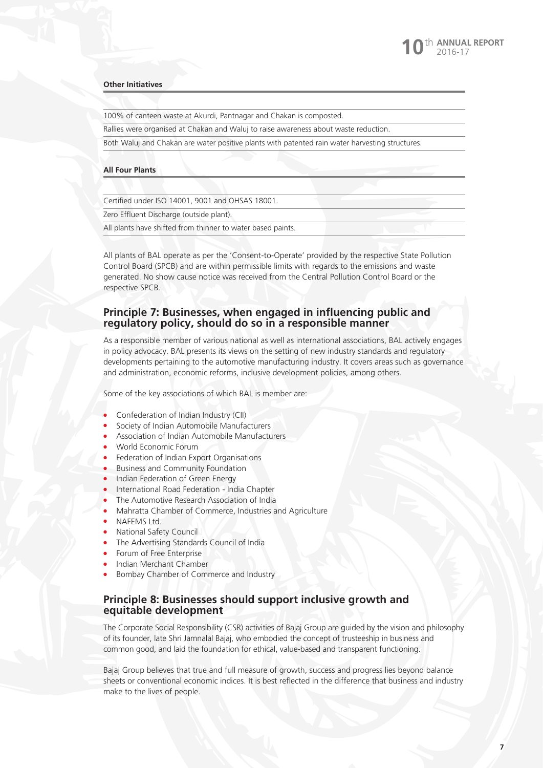**Other Initiatives**

| |
|---|
| 100% of canteen waste at Akurdi, Pantnagar and Chakan is composted. |
| Rallies were organised at Chakan and Waluj to raise awareness about waste reduction. |
| Both Waluj and Chakan are water positive plants with patented rain water harvesting structures. |

**All Four Plants**

| |
|---|
| Certified under ISO 14001, 9001 and OHSAS 18001. |
| Zero Effluent Discharge (outside plant). |
| All plants have shifted from thinner to water based paints. |

All plants of BAL operate as per the 'Consent-to-Operate' provided by the respective State Pollution Control Board (SPCB) and are within permissible limits with regards to the emissions and waste generated. No show cause notice was received from the Central Pollution Control Board or the respective SPCB.

## Principle 7: Businesses, when engaged in influencing public and regulatory policy, should do so in a responsible manner

As a responsible member of various national as well as international associations, BAL actively engages in policy advocacy. BAL presents its views on the setting of new industry standards and regulatory developments pertaining to the automotive manufacturing industry. It covers areas such as governance and administration, economic reforms, inclusive development policies, among others.

Some of the key associations of which BAL is member are:

- Confederation of Indian Industry (CII)
- Society of Indian Automobile Manufacturers
- Association of Indian Automobile Manufacturers
- World Economic Forum
- Federation of Indian Export Organisations
- Business and Community Foundation
- Indian Federation of Green Energy
- International Road Federation - India Chapter
- The Automotive Research Association of India
- Mahratta Chamber of Commerce, Industries and Agriculture
- NAFEMS Ltd.
- National Safety Council
- The Advertising Standards Council of India
- Forum of Free Enterprise
- Indian Merchant Chamber
- Bombay Chamber of Commerce and Industry

## Principle 8: Businesses should support inclusive growth and equitable development

The Corporate Social Responsibility (CSR) activities of Bajaj Group are guided by the vision and philosophy of its founder, late Shri Jamnalal Bajaj, who embodied the concept of trusteeship in business and common good, and laid the foundation for ethical, value-based and transparent functioning.

Bajaj Group believes that true and full measure of growth, success and progress lies beyond balance sheets or conventional economic indices. It is best reflected in the difference that business and industry make to the lives of people.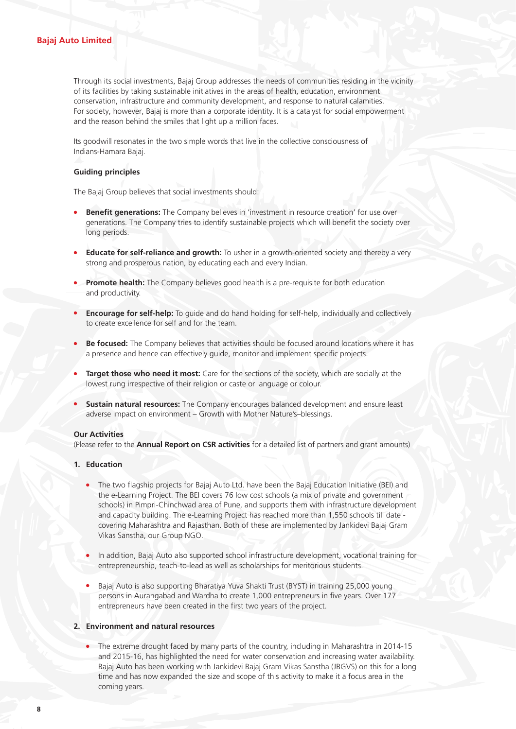Through its social investments, Bajaj Group addresses the needs of communities residing in the vicinity of its facilities by taking sustainable initiatives in the areas of health, education, environment conservation, infrastructure and community development, and response to natural calamities. For society, however, Bajaj is more than a corporate identity. It is a catalyst for social empowerment and the reason behind the smiles that light up a million faces.

Its goodwill resonates in the two simple words that live in the collective consciousness of Indians-Hamara Bajaj.

**Guiding principles**

The Bajaj Group believes that social investments should:

- **Benefit generations:** The Company believes in 'investment in resource creation' for use over generations. The Company tries to identify sustainable projects which will benefit the society over long periods.
- **Educate for self-reliance and growth:** To usher in a growth-oriented society and thereby a very strong and prosperous nation, by educating each and every Indian.
- **Promote health:** The Company believes good health is a pre-requisite for both education and productivity.
- **Encourage for self-help:** To guide and do hand holding for self-help, individually and collectively to create excellence for self and for the team.
- **Be focused:** The Company believes that activities should be focused around locations where it has a presence and hence can effectively guide, monitor and implement specific projects.
- **Target those who need it most:** Care for the sections of the society, which are socially at the lowest rung irrespective of their religion or caste or language or colour.
- **Sustain natural resources:** The Company encourages balanced development and ensure least adverse impact on environment – Growth with Mother Nature's–blessings.

**Our Activities**
(Please refer to the **Annual Report on CSR activities** for a detailed list of partners and grant amounts)

**1. Education**

- The two flagship projects for Bajaj Auto Ltd. have been the Bajaj Education Initiative (BEI) and the e-Learning Project. The BEI covers 76 low cost schools (a mix of private and government schools) in Pimpri-Chinchwad area of Pune, and supports them with infrastructure development and capacity building. The e-Learning Project has reached more than 1,550 schools till date - covering Maharashtra and Rajasthan. Both of these are implemented by Jankidevi Bajaj Gram Vikas Sanstha, our Group NGO.
- In addition, Bajaj Auto also supported school infrastructure development, vocational training for entrepreneurship, teach-to-lead as well as scholarships for meritorious students.
- Bajaj Auto is also supporting Bharatiya Yuva Shakti Trust (BYST) in training 25,000 young persons in Aurangabad and Wardha to create 1,000 entrepreneurs in five years. Over 177 entrepreneurs have been created in the first two years of the project.

**2. Environment and natural resources**

- The extreme drought faced by many parts of the country, including in Maharashtra in 2014-15 and 2015-16, has highlighted the need for water conservation and increasing water availability. Bajaj Auto has been working with Jankidevi Bajaj Gram Vikas Sanstha (JBGVS) on this for a long time and has now expanded the size and scope of this activity to make it a focus area in the coming years.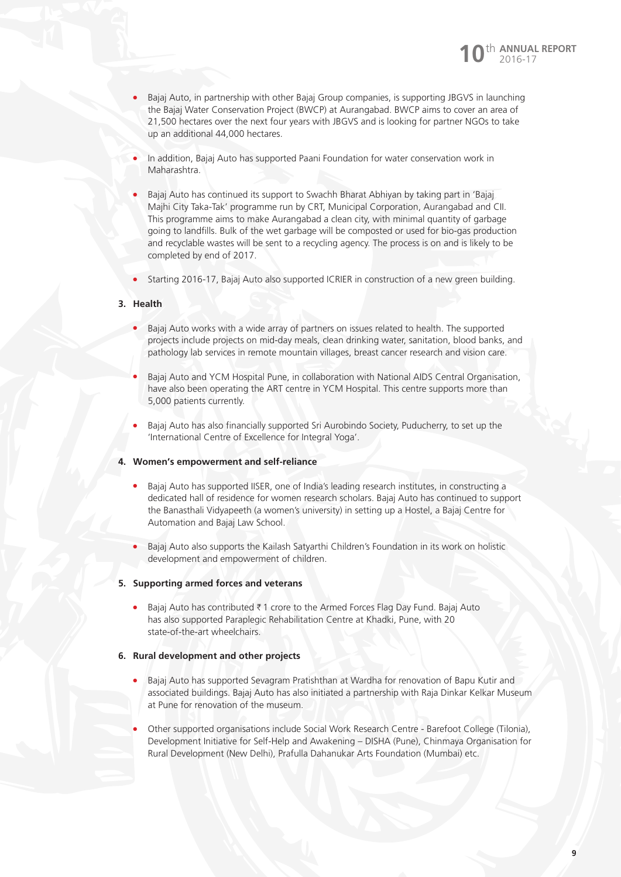- Bajaj Auto, in partnership with other Bajaj Group companies, is supporting JBGVS in launching the Bajaj Water Conservation Project (BWCP) at Aurangabad. BWCP aims to cover an area of 21,500 hectares over the next four years with JBGVS and is looking for partner NGOs to take up an additional 44,000 hectares.
- In addition, Bajaj Auto has supported Paani Foundation for water conservation work in Maharashtra.
- Bajaj Auto has continued its support to Swachh Bharat Abhiyan by taking part in 'Bajaj Majhi City Taka-Tak' programme run by CRT, Municipal Corporation, Aurangabad and CII. This programme aims to make Aurangabad a clean city, with minimal quantity of garbage going to landfills. Bulk of the wet garbage will be composted or used for bio-gas production and recyclable wastes will be sent to a recycling agency. The process is on and is likely to be completed by end of 2017.
- Starting 2016-17, Bajaj Auto also supported ICRIER in construction of a new green building.

**3. Health**

- Bajaj Auto works with a wide array of partners on issues related to health. The supported projects include projects on mid-day meals, clean drinking water, sanitation, blood banks, and pathology lab services in remote mountain villages, breast cancer research and vision care.
- Bajaj Auto and YCM Hospital Pune, in collaboration with National AIDS Central Organisation, have also been operating the ART centre in YCM Hospital. This centre supports more than 5,000 patients currently.
- Bajaj Auto has also financially supported Sri Aurobindo Society, Puducherry, to set up the 'International Centre of Excellence for Integral Yoga'.

**4. Women's empowerment and self-reliance**

- Bajaj Auto has supported IISER, one of India's leading research institutes, in constructing a dedicated hall of residence for women research scholars. Bajaj Auto has continued to support the Banasthali Vidyapeeth (a women's university) in setting up a Hostel, a Bajaj Centre for Automation and Bajaj Law School.
- Bajaj Auto also supports the Kailash Satyarthi Children's Foundation in its work on holistic development and empowerment of children.

**5. Supporting armed forces and veterans**

- Bajaj Auto has contributed ₹ 1 crore to the Armed Forces Flag Day Fund. Bajaj Auto has also supported Paraplegic Rehabilitation Centre at Khadki, Pune, with 20 state-of-the-art wheelchairs.

**6. Rural development and other projects**

- Bajaj Auto has supported Sevagram Pratishthan at Wardha for renovation of Bapu Kutir and associated buildings. Bajaj Auto has also initiated a partnership with Raja Dinkar Kelkar Museum at Pune for renovation of the museum.
- Other supported organisations include Social Work Research Centre - Barefoot College (Tilonia), Development Initiative for Self-Help and Awakening – DISHA (Pune), Chinmaya Organisation for Rural Development (New Delhi), Prafulla Dahanukar Arts Foundation (Mumbai) etc.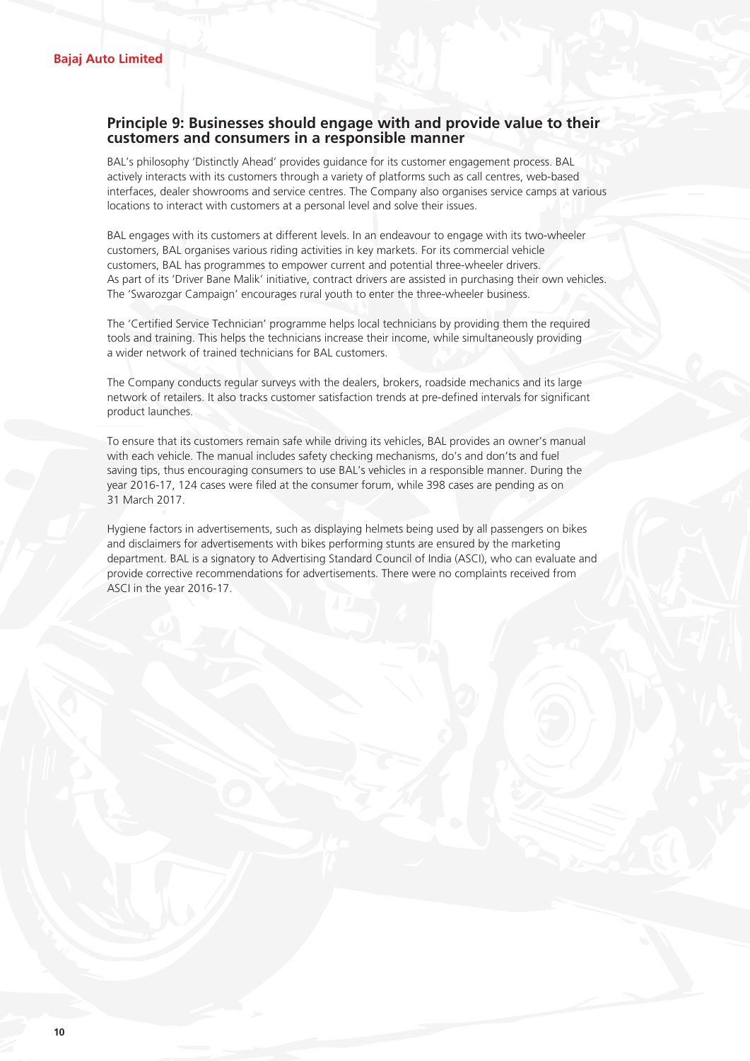## Principle 9: Businesses should engage with and provide value to their customers and consumers in a responsible manner

BAL's philosophy 'Distinctly Ahead' provides guidance for its customer engagement process. BAL actively interacts with its customers through a variety of platforms such as call centres, web-based interfaces, dealer showrooms and service centres. The Company also organises service camps at various locations to interact with customers at a personal level and solve their issues.

BAL engages with its customers at different levels. In an endeavour to engage with its two-wheeler customers, BAL organises various riding activities in key markets. For its commercial vehicle customers, BAL has programmes to empower current and potential three-wheeler drivers. As part of its 'Driver Bane Malik' initiative, contract drivers are assisted in purchasing their own vehicles. The 'Swarozgar Campaign' encourages rural youth to enter the three-wheeler business.

The 'Certified Service Technician' programme helps local technicians by providing them the required tools and training. This helps the technicians increase their income, while simultaneously providing a wider network of trained technicians for BAL customers.

The Company conducts regular surveys with the dealers, brokers, roadside mechanics and its large network of retailers. It also tracks customer satisfaction trends at pre-defined intervals for significant product launches.

To ensure that its customers remain safe while driving its vehicles, BAL provides an owner's manual with each vehicle. The manual includes safety checking mechanisms, do's and don'ts and fuel saving tips, thus encouraging consumers to use BAL's vehicles in a responsible manner. During the year 2016-17, 124 cases were filed at the consumer forum, while 398 cases are pending as on 31 March 2017.

Hygiene factors in advertisements, such as displaying helmets being used by all passengers on bikes and disclaimers for advertisements with bikes performing stunts are ensured by the marketing department. BAL is a signatory to Advertising Standard Council of India (ASCI), who can evaluate and provide corrective recommendations for advertisements. There were no complaints received from ASCI in the year 2016-17.